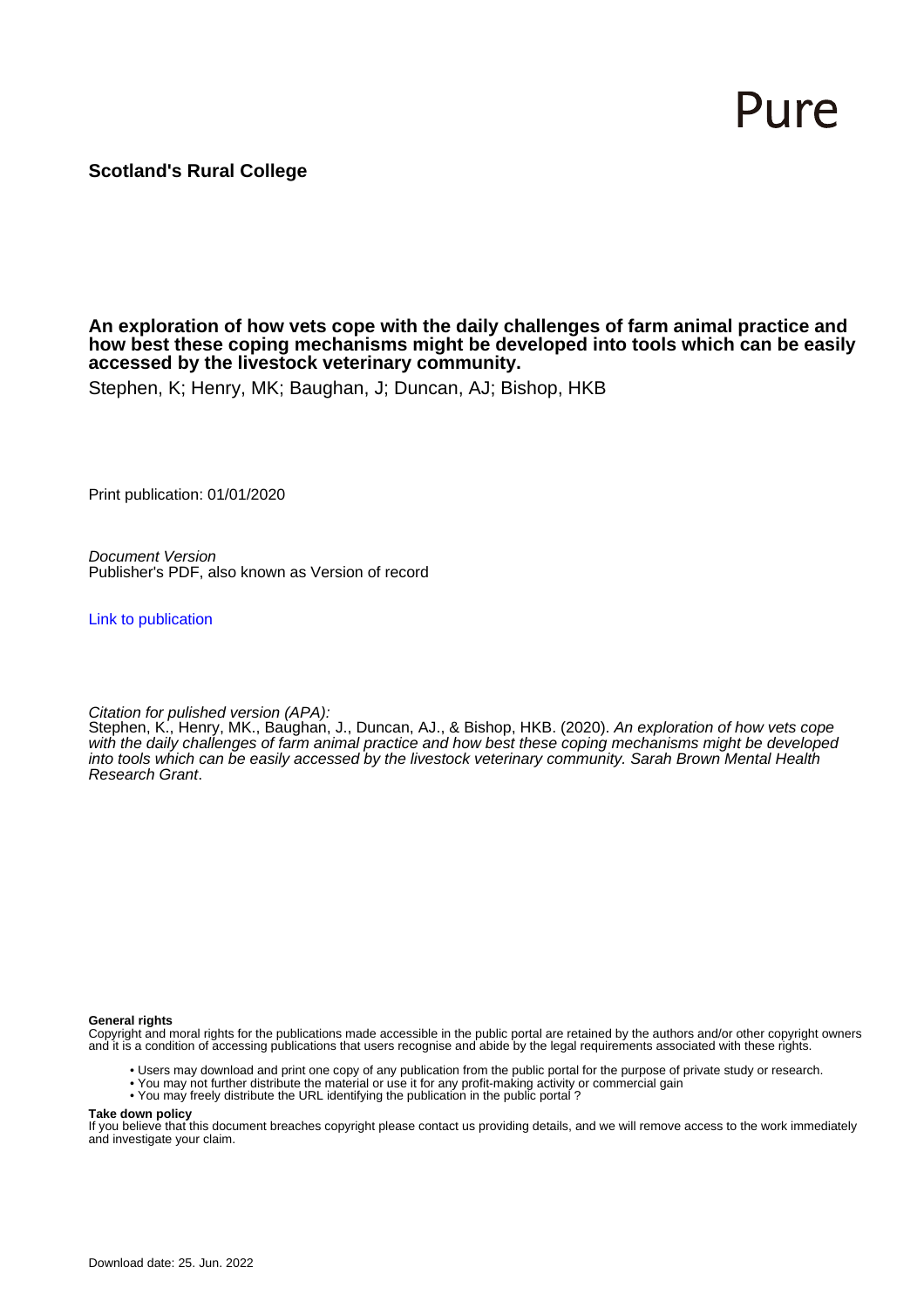Pure

**Scotland's Rural College**

**An exploration of how vets cope with the daily challenges of farm animal practice and how best these coping mechanisms might be developed into tools which can be easily accessed by the livestock veterinary community.**

Stephen, K; Henry, MK; Baughan, J; Duncan, AJ; Bishop, HKB

Print publication: 01/01/2020

*Document Version*
Publisher's PDF, also known as Version of record

Link to publication

*Citation for pulished version (APA):*
Stephen, K., Henry, MK., Baughan, J., Duncan, AJ., & Bishop, HKB. (2020). *An exploration of how vets cope with the daily challenges of farm animal practice and how best these coping mechanisms might be developed into tools which can be easily accessed by the livestock veterinary community. Sarah Brown Mental Health Research Grant*.

**General rights**
Copyright and moral rights for the publications made accessible in the public portal are retained by the authors and/or other copyright owners and it is a condition of accessing publications that users recognise and abide by the legal requirements associated with these rights.

- Users may download and print one copy of any publication from the public portal for the purpose of private study or research.
- You may not further distribute the material or use it for any profit-making activity or commercial gain
- You may freely distribute the URL identifying the publication in the public portal ?

**Take down policy**
If you believe that this document breaches copyright please contact us providing details, and we will remove access to the work immediately and investigate your claim.

Download date: 25. Jun. 2022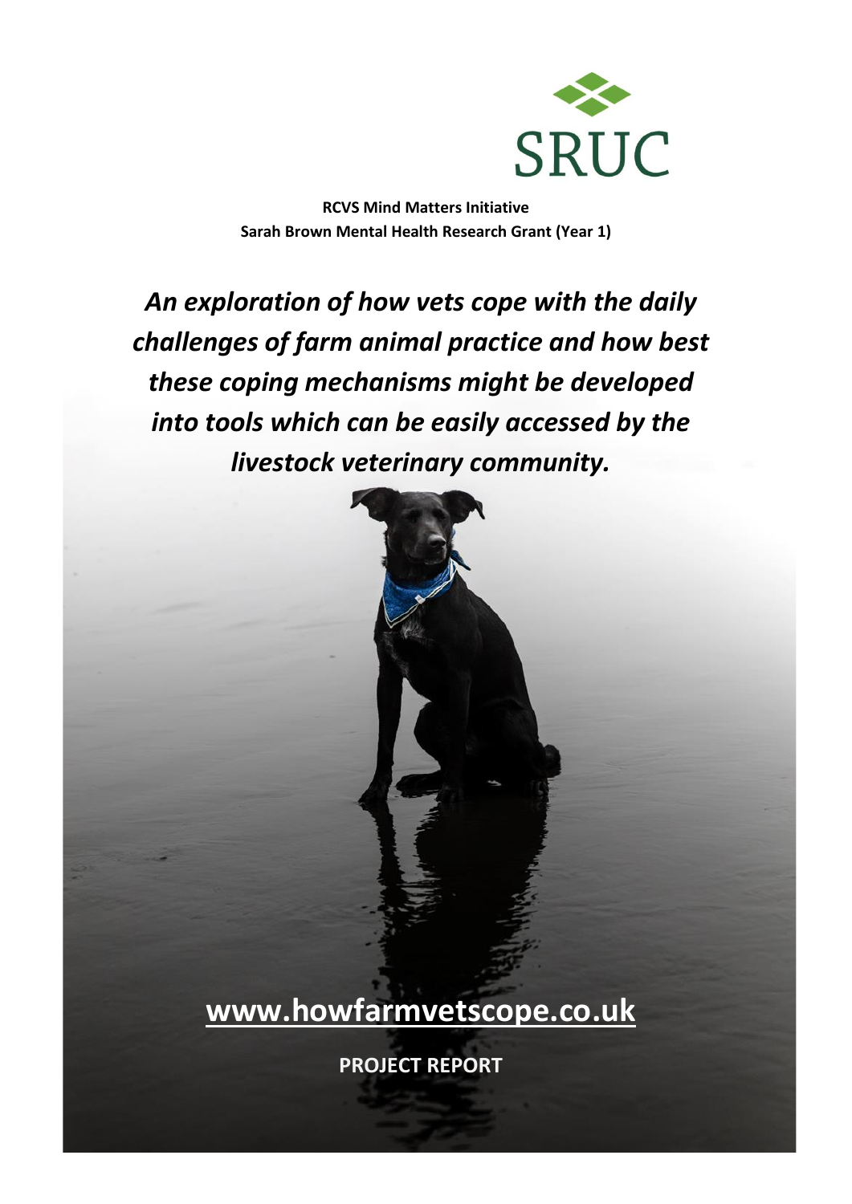SRUC

**RCVS Mind Matters Initiative**
**Sarah Brown Mental Health Research Grant (Year 1)**

# *An exploration of how vets cope with the daily challenges of farm animal practice and how best these coping mechanisms might be developed into tools which can be easily accessed by the livestock veterinary community.*

## www.howfarmvetscope.co.uk

**PROJECT REPORT**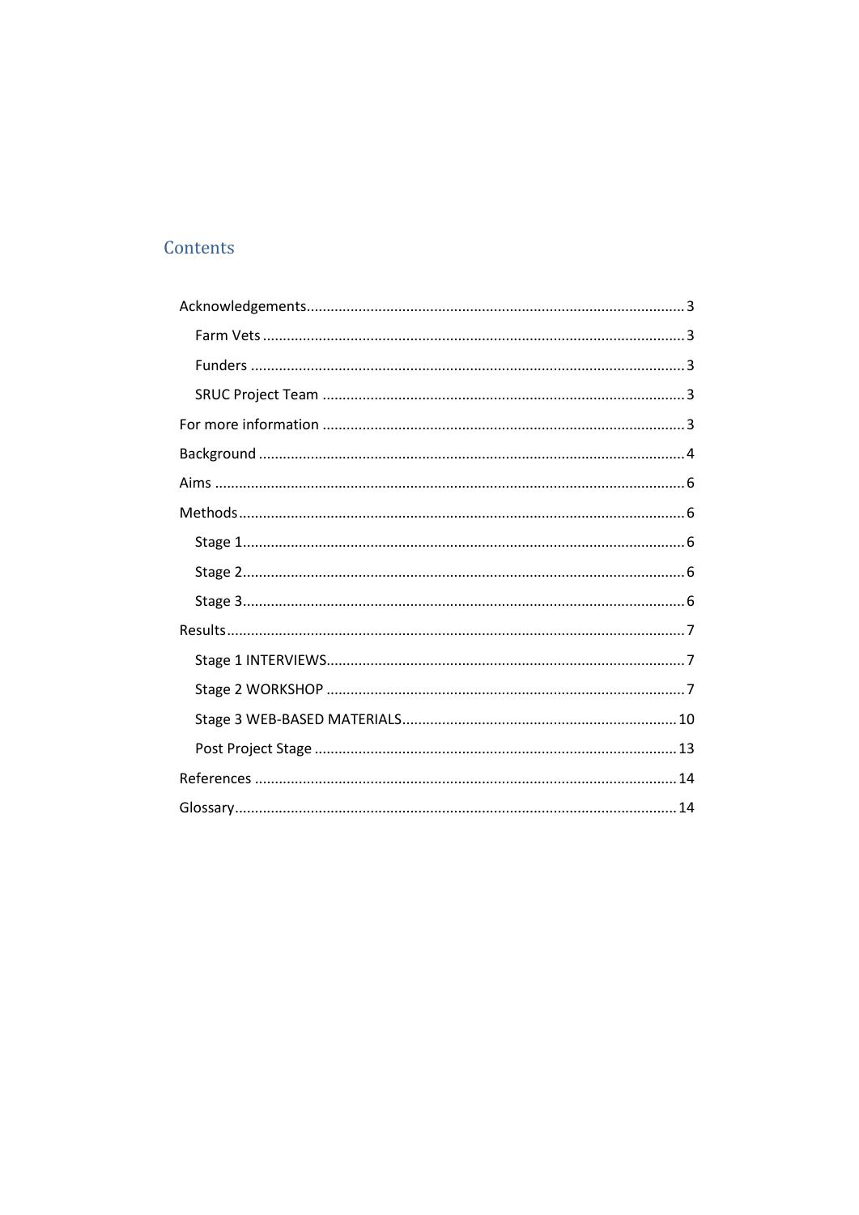## Contents

- Acknowledgements 3
  - Farm Vets 3
  - Funders 3
  - SRUC Project Team 3
- For more information 3
- Background 4
- Aims 6
- Methods 6
  - Stage 1 6
  - Stage 2 6
  - Stage 3 6
- Results 7
  - Stage 1 INTERVIEWS 7
  - Stage 2 WORKSHOP 7
  - Stage 3 WEB-BASED MATERIALS 10
  - Post Project Stage 13
- References 14
- Glossary 14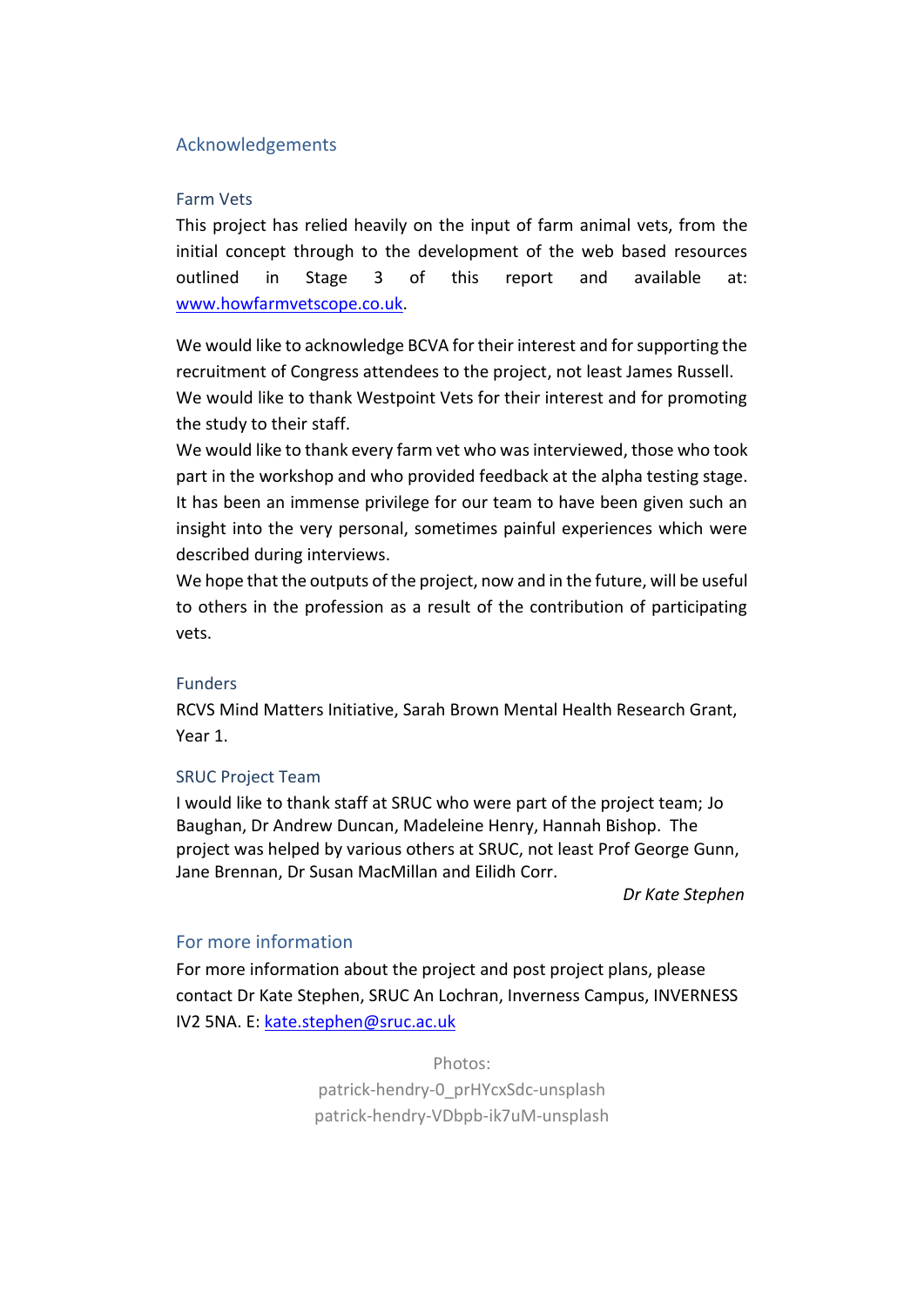## Acknowledgements

### Farm Vets

This project has relied heavily on the input of farm animal vets, from the initial concept through to the development of the web based resources outlined in Stage 3 of this report and available at: [www.howfarmvetscope.co.uk](http://www.howfarmvetscope.co.uk).

We would like to acknowledge BCVA for their interest and for supporting the recruitment of Congress attendees to the project, not least James Russell. We would like to thank Westpoint Vets for their interest and for promoting the study to their staff.
We would like to thank every farm vet who was interviewed, those who took part in the workshop and who provided feedback at the alpha testing stage. It has been an immense privilege for our team to have been given such an insight into the very personal, sometimes painful experiences which were described during interviews.
We hope that the outputs of the project, now and in the future, will be useful to others in the profession as a result of the contribution of participating vets.

### Funders

RCVS Mind Matters Initiative, Sarah Brown Mental Health Research Grant, Year 1.

### SRUC Project Team

I would like to thank staff at SRUC who were part of the project team; Jo Baughan, Dr Andrew Duncan, Madeleine Henry, Hannah Bishop. The project was helped by various others at SRUC, not least Prof George Gunn, Jane Brennan, Dr Susan MacMillan and Eilidh Corr.

*Dr Kate Stephen*

## For more information

For more information about the project and post project plans, please contact Dr Kate Stephen, SRUC An Lochran, Inverness Campus, INVERNESS IV2 5NA. E: [kate.stephen@sruc.ac.uk](mailto:kate.stephen@sruc.ac.uk)

Photos:
patrick-hendry-0_prHYcxSdc-unsplash
patrick-hendry-VDbpb-ik7uM-unsplash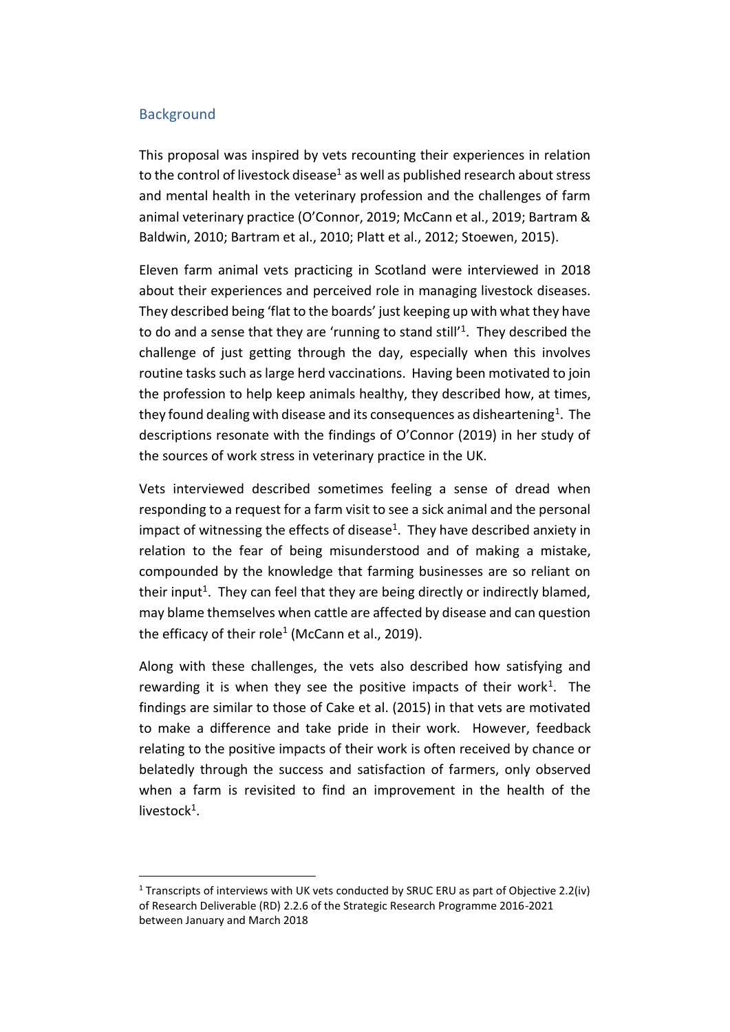## Background

This proposal was inspired by vets recounting their experiences in relation to the control of livestock disease[1] as well as published research about stress and mental health in the veterinary profession and the challenges of farm animal veterinary practice (O'Connor, 2019; McCann et al., 2019; Bartram & Baldwin, 2010; Bartram et al., 2010; Platt et al., 2012; Stoewen, 2015).

Eleven farm animal vets practicing in Scotland were interviewed in 2018 about their experiences and perceived role in managing livestock diseases. They described being 'flat to the boards' just keeping up with what they have to do and a sense that they are 'running to stand still'[1]. They described the challenge of just getting through the day, especially when this involves routine tasks such as large herd vaccinations. Having been motivated to join the profession to help keep animals healthy, they described how, at times, they found dealing with disease and its consequences as disheartening[1]. The descriptions resonate with the findings of O'Connor (2019) in her study of the sources of work stress in veterinary practice in the UK.

Vets interviewed described sometimes feeling a sense of dread when responding to a request for a farm visit to see a sick animal and the personal impact of witnessing the effects of disease[1]. They have described anxiety in relation to the fear of being misunderstood and of making a mistake, compounded by the knowledge that farming businesses are so reliant on their input[1]. They can feel that they are being directly or indirectly blamed, may blame themselves when cattle are affected by disease and can question the efficacy of their role[1] (McCann et al., 2019).

Along with these challenges, the vets also described how satisfying and rewarding it is when they see the positive impacts of their work[1]. The findings are similar to those of Cake et al. (2015) in that vets are motivated to make a difference and take pride in their work. However, feedback relating to the positive impacts of their work is often received by chance or belatedly through the success and satisfaction of farmers, only observed when a farm is revisited to find an improvement in the health of the livestock[1].

---

[1] Transcripts of interviews with UK vets conducted by SRUC ERU as part of Objective 2.2(iv) of Research Deliverable (RD) 2.2.6 of the Strategic Research Programme 2016-2021 between January and March 2018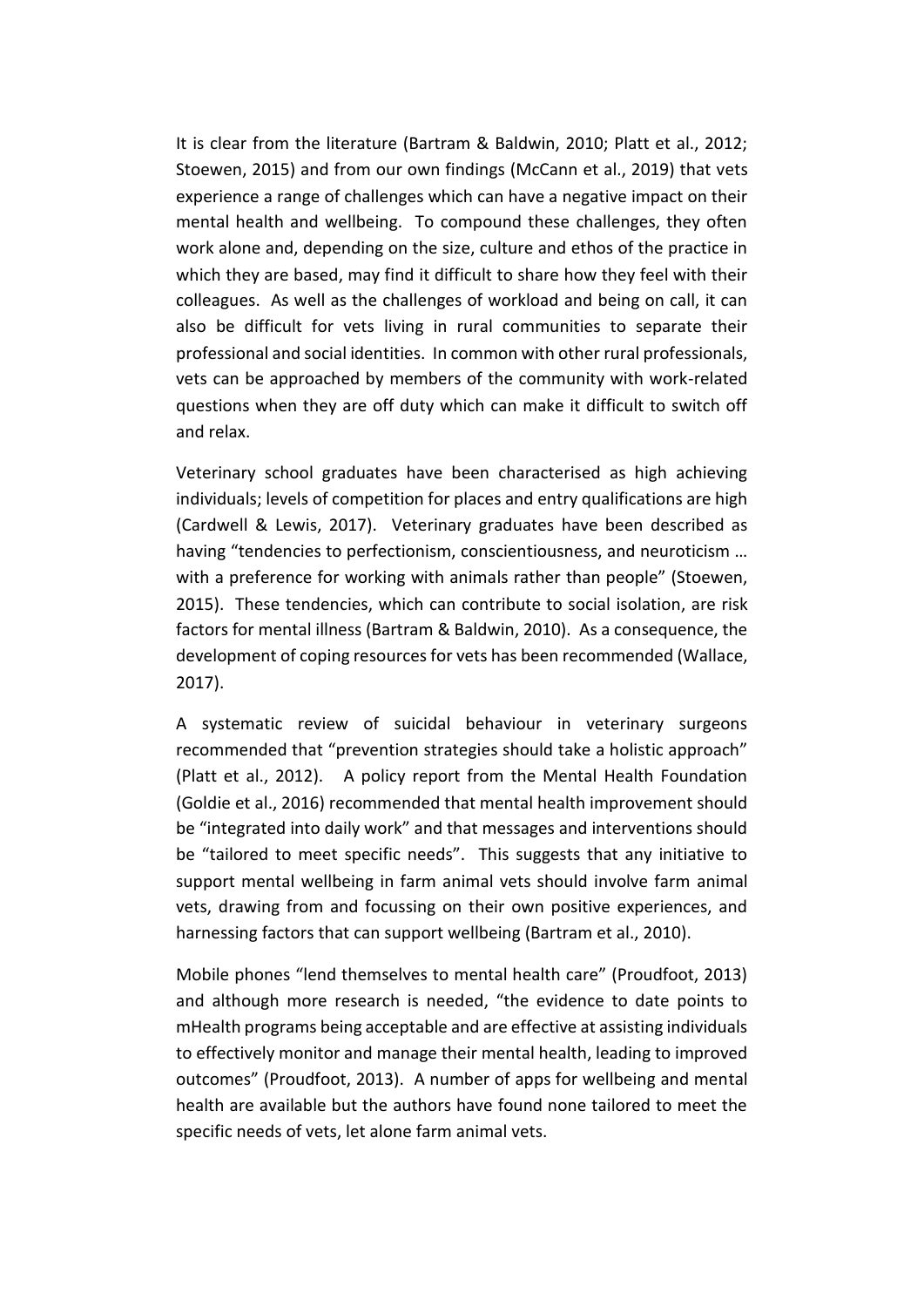It is clear from the literature (Bartram & Baldwin, 2010; Platt et al., 2012; Stoewen, 2015) and from our own findings (McCann et al., 2019) that vets experience a range of challenges which can have a negative impact on their mental health and wellbeing. To compound these challenges, they often work alone and, depending on the size, culture and ethos of the practice in which they are based, may find it difficult to share how they feel with their colleagues. As well as the challenges of workload and being on call, it can also be difficult for vets living in rural communities to separate their professional and social identities. In common with other rural professionals, vets can be approached by members of the community with work-related questions when they are off duty which can make it difficult to switch off and relax.

Veterinary school graduates have been characterised as high achieving individuals; levels of competition for places and entry qualifications are high (Cardwell & Lewis, 2017). Veterinary graduates have been described as having "tendencies to perfectionism, conscientiousness, and neuroticism … with a preference for working with animals rather than people" (Stoewen, 2015). These tendencies, which can contribute to social isolation, are risk factors for mental illness (Bartram & Baldwin, 2010). As a consequence, the development of coping resources for vets has been recommended (Wallace, 2017).

A systematic review of suicidal behaviour in veterinary surgeons recommended that "prevention strategies should take a holistic approach" (Platt et al., 2012). A policy report from the Mental Health Foundation (Goldie et al., 2016) recommended that mental health improvement should be "integrated into daily work" and that messages and interventions should be "tailored to meet specific needs". This suggests that any initiative to support mental wellbeing in farm animal vets should involve farm animal vets, drawing from and focussing on their own positive experiences, and harnessing factors that can support wellbeing (Bartram et al., 2010).

Mobile phones "lend themselves to mental health care" (Proudfoot, 2013) and although more research is needed, "the evidence to date points to mHealth programs being acceptable and are effective at assisting individuals to effectively monitor and manage their mental health, leading to improved outcomes" (Proudfoot, 2013). A number of apps for wellbeing and mental health are available but the authors have found none tailored to meet the specific needs of vets, let alone farm animal vets.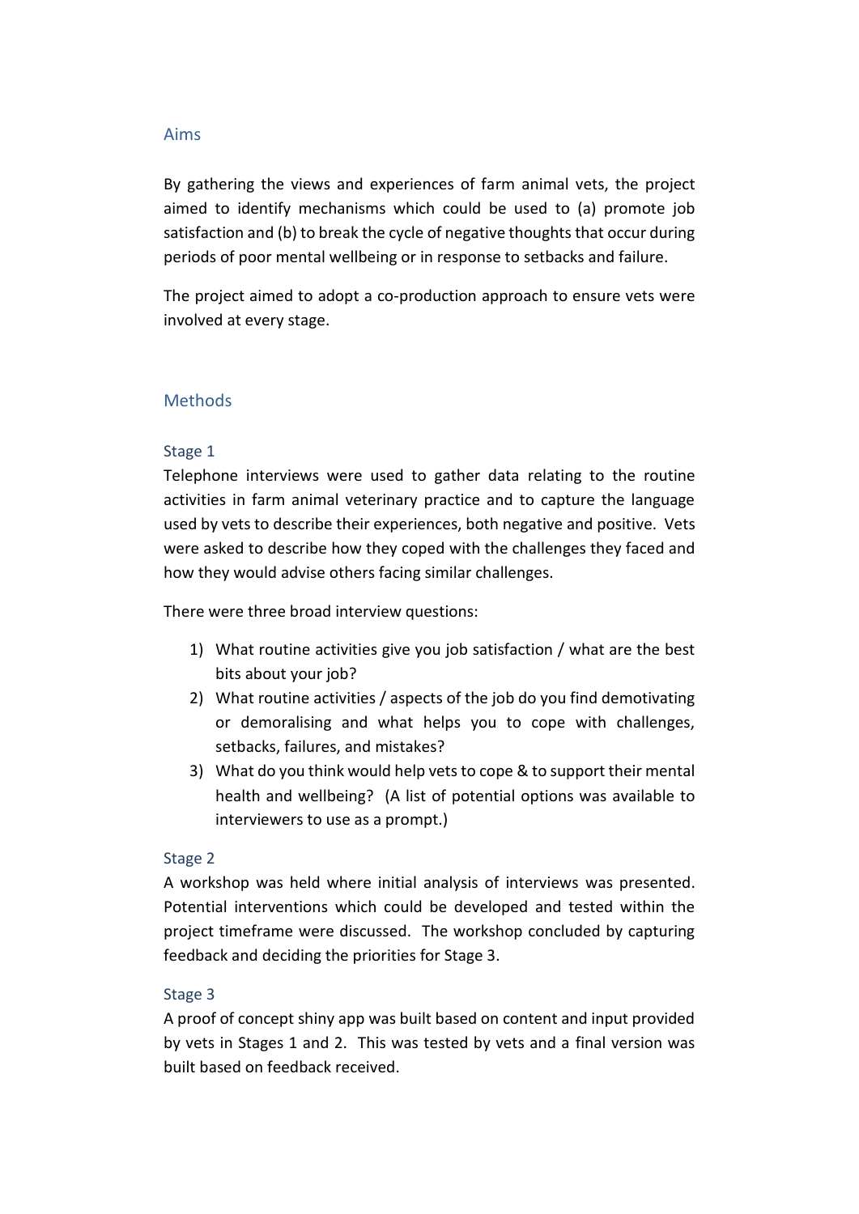## Aims

By gathering the views and experiences of farm animal vets, the project aimed to identify mechanisms which could be used to (a) promote job satisfaction and (b) to break the cycle of negative thoughts that occur during periods of poor mental wellbeing or in response to setbacks and failure.

The project aimed to adopt a co-production approach to ensure vets were involved at every stage.

## Methods

### Stage 1

Telephone interviews were used to gather data relating to the routine activities in farm animal veterinary practice and to capture the language used by vets to describe their experiences, both negative and positive. Vets were asked to describe how they coped with the challenges they faced and how they would advise others facing similar challenges.

There were three broad interview questions:

1) What routine activities give you job satisfaction / what are the best bits about your job?
2) What routine activities / aspects of the job do you find demotivating or demoralising and what helps you to cope with challenges, setbacks, failures, and mistakes?
3) What do you think would help vets to cope & to support their mental health and wellbeing? (A list of potential options was available to interviewers to use as a prompt.)

### Stage 2

A workshop was held where initial analysis of interviews was presented. Potential interventions which could be developed and tested within the project timeframe were discussed. The workshop concluded by capturing feedback and deciding the priorities for Stage 3.

### Stage 3

A proof of concept shiny app was built based on content and input provided by vets in Stages 1 and 2. This was tested by vets and a final version was built based on feedback received.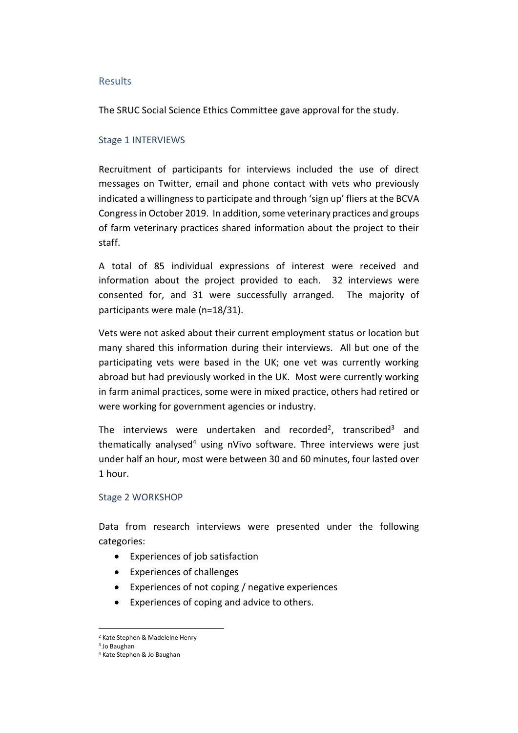## Results

The SRUC Social Science Ethics Committee gave approval for the study.

### Stage 1 INTERVIEWS

Recruitment of participants for interviews included the use of direct messages on Twitter, email and phone contact with vets who previously indicated a willingness to participate and through 'sign up' fliers at the BCVA Congress in October 2019. In addition, some veterinary practices and groups of farm veterinary practices shared information about the project to their staff.

A total of 85 individual expressions of interest were received and information about the project provided to each. 32 interviews were consented for, and 31 were successfully arranged. The majority of participants were male (n=18/31).

Vets were not asked about their current employment status or location but many shared this information during their interviews. All but one of the participating vets were based in the UK; one vet was currently working abroad but had previously worked in the UK. Most were currently working in farm animal practices, some were in mixed practice, others had retired or were working for government agencies or industry.

The interviews were undertaken and recorded[2], transcribed[3] and thematically analysed[4] using nVivo software. Three interviews were just under half an hour, most were between 30 and 60 minutes, four lasted over 1 hour.

### Stage 2 WORKSHOP

Data from research interviews were presented under the following categories:

- Experiences of job satisfaction
- Experiences of challenges
- Experiences of not coping / negative experiences
- Experiences of coping and advice to others.

---

[2] Kate Stephen & Madeleine Henry

[3] Jo Baughan

[4] Kate Stephen & Jo Baughan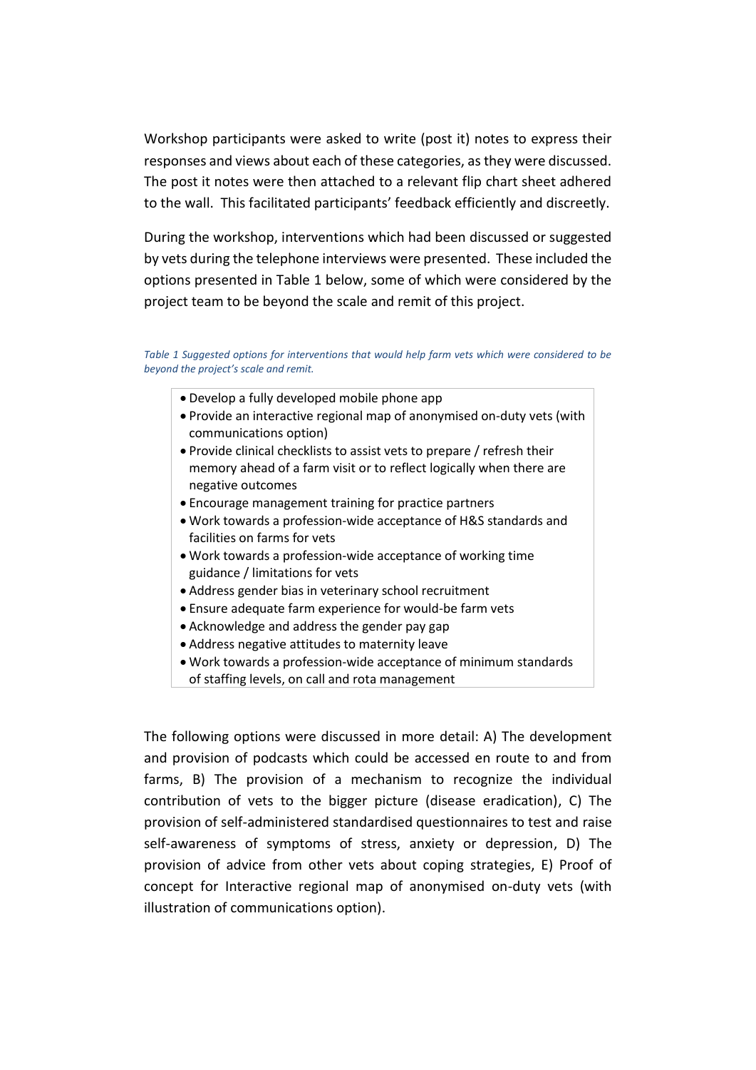Workshop participants were asked to write (post it) notes to express their responses and views about each of these categories, as they were discussed. The post it notes were then attached to a relevant flip chart sheet adhered to the wall. This facilitated participants' feedback efficiently and discreetly.

During the workshop, interventions which had been discussed or suggested by vets during the telephone interviews were presented. These included the options presented in Table 1 below, some of which were considered by the project team to be beyond the scale and remit of this project.

*Table 1 Suggested options for interventions that would help farm vets which were considered to be beyond the project's scale and remit.*

- Develop a fully developed mobile phone app
- Provide an interactive regional map of anonymised on-duty vets (with communications option)
- Provide clinical checklists to assist vets to prepare / refresh their memory ahead of a farm visit or to reflect logically when there are negative outcomes
- Encourage management training for practice partners
- Work towards a profession-wide acceptance of H&S standards and facilities on farms for vets
- Work towards a profession-wide acceptance of working time guidance / limitations for vets
- Address gender bias in veterinary school recruitment
- Ensure adequate farm experience for would-be farm vets
- Acknowledge and address the gender pay gap
- Address negative attitudes to maternity leave
- Work towards a profession-wide acceptance of minimum standards of staffing levels, on call and rota management

The following options were discussed in more detail: A) The development and provision of podcasts which could be accessed en route to and from farms, B) The provision of a mechanism to recognize the individual contribution of vets to the bigger picture (disease eradication), C) The provision of self-administered standardised questionnaires to test and raise self-awareness of symptoms of stress, anxiety or depression, D) The provision of advice from other vets about coping strategies, E) Proof of concept for Interactive regional map of anonymised on-duty vets (with illustration of communications option).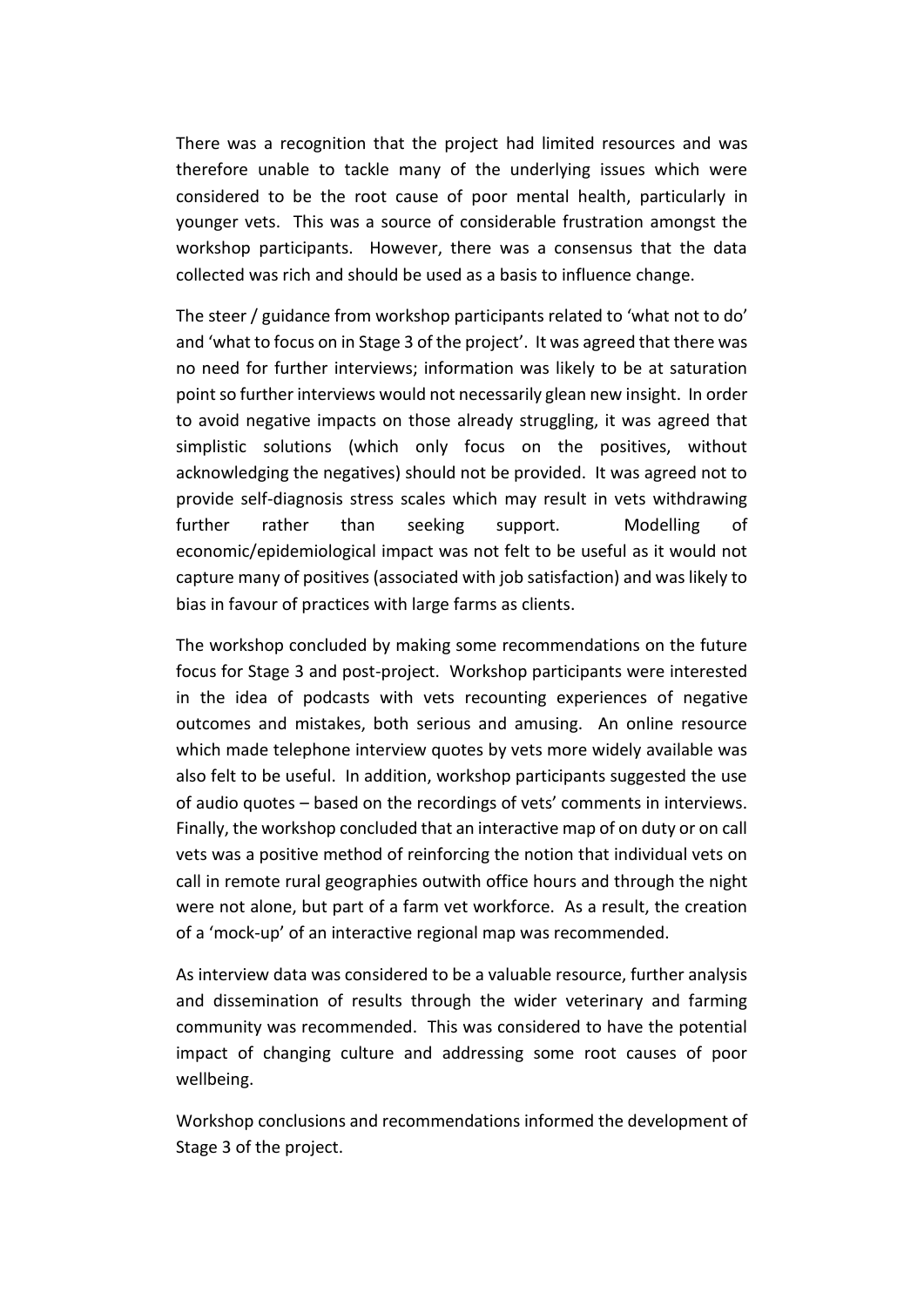There was a recognition that the project had limited resources and was therefore unable to tackle many of the underlying issues which were considered to be the root cause of poor mental health, particularly in younger vets. This was a source of considerable frustration amongst the workshop participants. However, there was a consensus that the data collected was rich and should be used as a basis to influence change.

The steer / guidance from workshop participants related to 'what not to do' and 'what to focus on in Stage 3 of the project'. It was agreed that there was no need for further interviews; information was likely to be at saturation point so further interviews would not necessarily glean new insight. In order to avoid negative impacts on those already struggling, it was agreed that simplistic solutions (which only focus on the positives, without acknowledging the negatives) should not be provided. It was agreed not to provide self-diagnosis stress scales which may result in vets withdrawing further rather than seeking support. Modelling of economic/epidemiological impact was not felt to be useful as it would not capture many of positives (associated with job satisfaction) and was likely to bias in favour of practices with large farms as clients.

The workshop concluded by making some recommendations on the future focus for Stage 3 and post-project. Workshop participants were interested in the idea of podcasts with vets recounting experiences of negative outcomes and mistakes, both serious and amusing. An online resource which made telephone interview quotes by vets more widely available was also felt to be useful. In addition, workshop participants suggested the use of audio quotes – based on the recordings of vets' comments in interviews. Finally, the workshop concluded that an interactive map of on duty or on call vets was a positive method of reinforcing the notion that individual vets on call in remote rural geographies outwith office hours and through the night were not alone, but part of a farm vet workforce. As a result, the creation of a 'mock-up' of an interactive regional map was recommended.

As interview data was considered to be a valuable resource, further analysis and dissemination of results through the wider veterinary and farming community was recommended. This was considered to have the potential impact of changing culture and addressing some root causes of poor wellbeing.

Workshop conclusions and recommendations informed the development of Stage 3 of the project.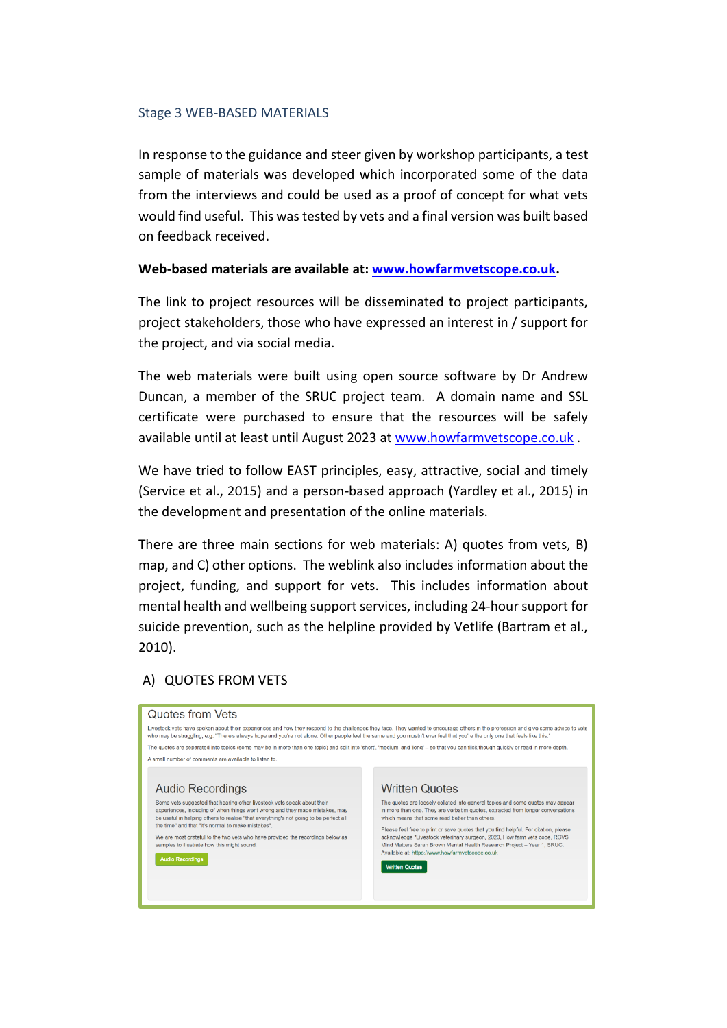### Stage 3 WEB-BASED MATERIALS

In response to the guidance and steer given by workshop participants, a test sample of materials was developed which incorporated some of the data from the interviews and could be used as a proof of concept for what vets would find useful. This was tested by vets and a final version was built based on feedback received.

**Web-based materials are available at: [www.howfarmvetscope.co.uk](http://www.howfarmvetscope.co.uk).**

The link to project resources will be disseminated to project participants, project stakeholders, those who have expressed an interest in / support for the project, and via social media.

The web materials were built using open source software by Dr Andrew Duncan, a member of the SRUC project team. A domain name and SSL certificate were purchased to ensure that the resources will be safely available until at least until August 2023 at [www.howfarmvetscope.co.uk](http://www.howfarmvetscope.co.uk) .

We have tried to follow EAST principles, easy, attractive, social and timely (Service et al., 2015) and a person-based approach (Yardley et al., 2015) in the development and presentation of the online materials.

There are three main sections for web materials: A) quotes from vets, B) map, and C) other options. The weblink also includes information about the project, funding, and support for vets. This includes information about mental health and wellbeing support services, including 24-hour support for suicide prevention, such as the helpline provided by Vetlife (Bartram et al., 2010).

A) QUOTES FROM VETS

Quotes from Vets

Livestock vets have spoken about their experiences and how they respond to the challenges they face. They wanted to encourage others in the profession and give some advice to vets who may be struggling, e.g. "There's always hope and you're not alone. Other people feel the same and you mustn't ever feel that you're the only one that feels like this."

The quotes are separated into topics (some may be in more than one topic) and split into 'short', 'medium' and 'long' – so that you can flick though quickly or read in more depth.

A small number of comments are available to listen to.

Audio Recordings

Some vets suggested that hearing other livestock vets speak about their experiences, including of when things went wrong and they made mistakes, may be useful in helping others to realise "that everything's not going to be perfect all the time" and that "it's normal to make mistakes".

We are most grateful to the two vets who have provided the recordings below as samples to illustrate how this might sound.

Audio Recordings

Written Quotes

The quotes are loosely collated into general topics and some quotes may appear in more than one. They are verbatim quotes, extracted from longer conversations which means that some read better than others.

Please feel free to print or save quotes that you find helpful. For citation, please acknowledge "Livestock veterinary surgeon, 2020, How farm vets cope, RCVS Mind Matters Sarah Brown Mental Health Research Project – Year 1, SRUC. Available at: https://www.howfarmvetscope.co.uk

Written Quotes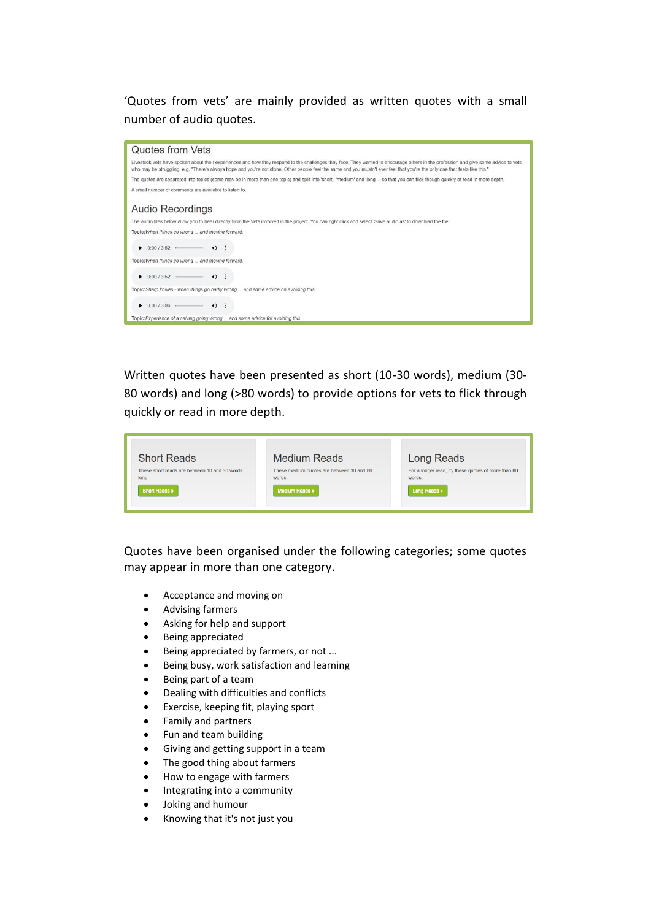'Quotes from vets' are mainly provided as written quotes with a small number of audio quotes.

Quotes from Vets

Livestock vets have spoken about their experiences and how they respond to the challenges they face. They wanted to encourage others in the profession and give some advice to vets who may be struggling, e.g. "There's always hope and you're not alone. Other people feel the same and you mustn't ever feel that you're the only one that feels like this."

The quotes are separated into topics (some may be in more than one topic) and split into 'short', 'medium' and 'long' – so that you can flick though quickly or read in more depth.

A small number of comments are available to listen to.

Audio Recordings

The audio files below allow you to hear directly from the Vets involved in the project. You can right click and select 'Save audio as' to download the file.

Topic: *When things go wrong ... and moving forward.*

0:00 / 3:52

Topic: *When things go wrong ... and moving forward.*

0:00 / 3:52

Topic: *Sharp knives - when things go badly wrong ... and some advice on avoiding this.*

0:00 / 3:04

Topic: *Experience of a calving going wrong ... and some advice for avoiding this.*

Written quotes have been presented as short (10-30 words), medium (30-80 words) and long (>80 words) to provide options for vets to flick through quickly or read in more depth.

Short Reads

These short reads are between 10 and 30 words long.

Short Reads »

Medium Reads

These medium quotes are between 30 and 80 words.

Medium Reads »

Long Reads

For a longer read, try these quotes of more than 80 words.

Long Reads »

Quotes have been organised under the following categories; some quotes may appear in more than one category.

- Acceptance and moving on
- Advising farmers
- Asking for help and support
- Being appreciated
- Being appreciated by farmers, or not ...
- Being busy, work satisfaction and learning
- Being part of a team
- Dealing with difficulties and conflicts
- Exercise, keeping fit, playing sport
- Family and partners
- Fun and team building
- Giving and getting support in a team
- The good thing about farmers
- How to engage with farmers
- Integrating into a community
- Joking and humour
- Knowing that it's not just you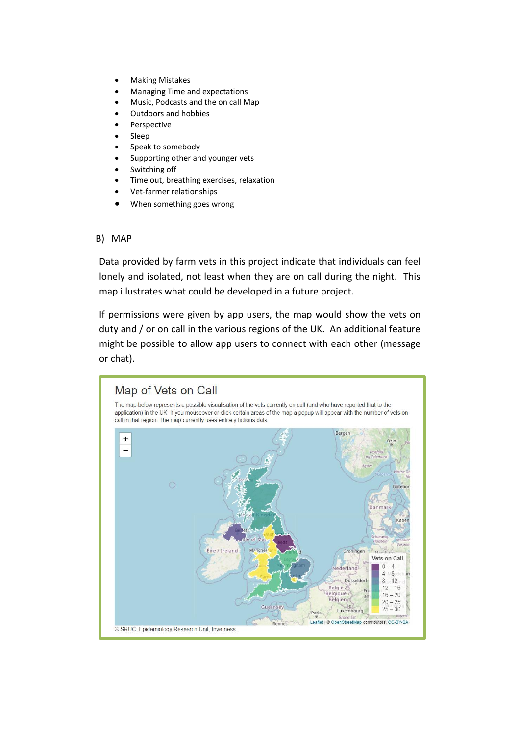- Making Mistakes
- Managing Time and expectations
- Music, Podcasts and the on call Map
- Outdoors and hobbies
- Perspective
- Sleep
- Speak to somebody
- Supporting other and younger vets
- Switching off
- Time out, breathing exercises, relaxation
- Vet-farmer relationships
- When something goes wrong

## B) MAP

Data provided by farm vets in this project indicate that individuals can feel lonely and isolated, not least when they are on call during the night. This map illustrates what could be developed in a future project.

If permissions were given by app users, the map would show the vets on duty and / or on call in the various regions of the UK. An additional feature might be possible to allow app users to connect with each other (message or chat).

### Map of Vets on Call

The map below represents a possible visualisation of the vets currently on call (and who have reported that to the application) in the UK. If you mouseover or click certain areas of the map a popup will appear with the number of vets on call in that region. The map currently uses entirely fictious data.

Vets on Call: 0 – 4, 4 – 8, 8 – 12, 12 – 16, 16 – 20, 20 – 25, 25 – 30

© SRUC, Epidemiology Research Unit, Inverness.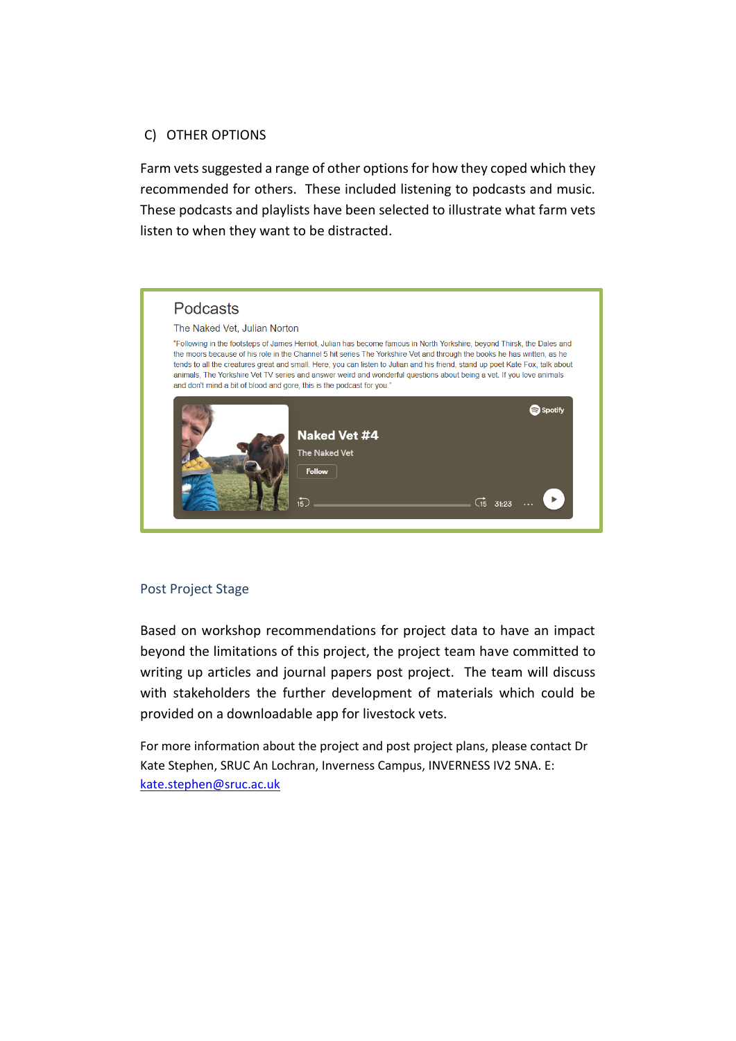## C) OTHER OPTIONS

Farm vets suggested a range of other options for how they coped which they recommended for others. These included listening to podcasts and music. These podcasts and playlists have been selected to illustrate what farm vets listen to when they want to be distracted.

**Podcasts**

The Naked Vet, Julian Norton

"Following in the footsteps of James Herriot, Julian has become famous in North Yorkshire, beyond Thirsk, the Dales and the moors because of his role in the Channel 5 hit series The Yorkshire Vet and through the books he has written, as he tends to all the creatures great and small. Here, you can listen to Julian and his friend, stand up poet Kate Fox, talk about animals, The Yorkshire Vet TV series and answer weird and wonderful questions about being a vet. If you love animals and don't mind a bit of blood and gore, this is the podcast for you."

Naked Vet #4
The Naked Vet
Follow
31:23

## Post Project Stage

Based on workshop recommendations for project data to have an impact beyond the limitations of this project, the project team have committed to writing up articles and journal papers post project. The team will discuss with stakeholders the further development of materials which could be provided on a downloadable app for livestock vets.

For more information about the project and post project plans, please contact Dr Kate Stephen, SRUC An Lochran, Inverness Campus, INVERNESS IV2 5NA. E: kate.stephen@sruc.ac.uk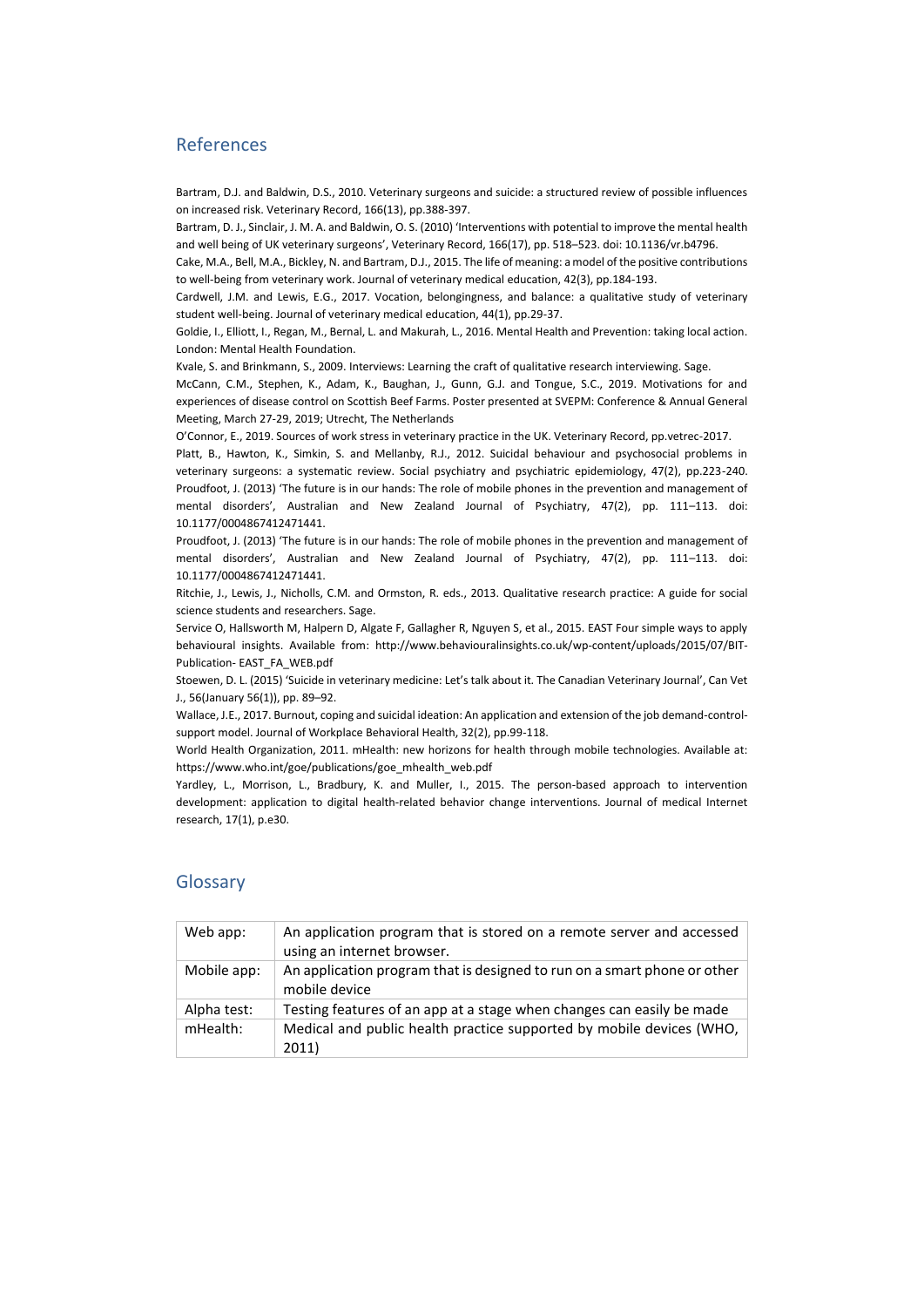## References

Bartram, D.J. and Baldwin, D.S., 2010. Veterinary surgeons and suicide: a structured review of possible influences on increased risk. Veterinary Record, 166(13), pp.388-397.

Bartram, D. J., Sinclair, J. M. A. and Baldwin, O. S. (2010) 'Interventions with potential to improve the mental health and well being of UK veterinary surgeons', Veterinary Record, 166(17), pp. 518–523. doi: 10.1136/vr.b4796.

Cake, M.A., Bell, M.A., Bickley, N. and Bartram, D.J., 2015. The life of meaning: a model of the positive contributions to well-being from veterinary work. Journal of veterinary medical education, 42(3), pp.184-193.

Cardwell, J.M. and Lewis, E.G., 2017. Vocation, belongingness, and balance: a qualitative study of veterinary student well-being. Journal of veterinary medical education, 44(1), pp.29-37.

Goldie, I., Elliott, I., Regan, M., Bernal, L. and Makurah, L., 2016. Mental Health and Prevention: taking local action. London: Mental Health Foundation.

Kvale, S. and Brinkmann, S., 2009. Interviews: Learning the craft of qualitative research interviewing. Sage.

McCann, C.M., Stephen, K., Adam, K., Baughan, J., Gunn, G.J. and Tongue, S.C., 2019. Motivations for and experiences of disease control on Scottish Beef Farms. Poster presented at SVEPM: Conference & Annual General Meeting, March 27-29, 2019; Utrecht, The Netherlands

O'Connor, E., 2019. Sources of work stress in veterinary practice in the UK. Veterinary Record, pp.vetrec-2017.

Platt, B., Hawton, K., Simkin, S. and Mellanby, R.J., 2012. Suicidal behaviour and psychosocial problems in veterinary surgeons: a systematic review. Social psychiatry and psychiatric epidemiology, 47(2), pp.223-240.

Proudfoot, J. (2013) 'The future is in our hands: The role of mobile phones in the prevention and management of mental disorders', Australian and New Zealand Journal of Psychiatry, 47(2), pp. 111–113. doi: 10.1177/0004867412471441.

Proudfoot, J. (2013) 'The future is in our hands: The role of mobile phones in the prevention and management of mental disorders', Australian and New Zealand Journal of Psychiatry, 47(2), pp. 111–113. doi: 10.1177/0004867412471441.

Ritchie, J., Lewis, J., Nicholls, C.M. and Ormston, R. eds., 2013. Qualitative research practice: A guide for social science students and researchers. Sage.

Service O, Hallsworth M, Halpern D, Algate F, Gallagher R, Nguyen S, et al., 2015. EAST Four simple ways to apply behavioural insights. Available from: http://www.behaviouralinsights.co.uk/wp-content/uploads/2015/07/BIT-Publication- EAST_FA_WEB.pdf

Stoewen, D. L. (2015) 'Suicide in veterinary medicine: Let's talk about it. The Canadian Veterinary Journal', Can Vet J., 56(January 56(1)), pp. 89–92.

Wallace, J.E., 2017. Burnout, coping and suicidal ideation: An application and extension of the job demand-control-support model. Journal of Workplace Behavioral Health, 32(2), pp.99-118.

World Health Organization, 2011. mHealth: new horizons for health through mobile technologies. Available at: https://www.who.int/goe/publications/goe_mhealth_web.pdf

Yardley, L., Morrison, L., Bradbury, K. and Muller, I., 2015. The person-based approach to intervention development: application to digital health-related behavior change interventions. Journal of medical Internet research, 17(1), p.e30.

## Glossary

| | |
|---|---|
| Web app: | An application program that is stored on a remote server and accessed using an internet browser. |
| Mobile app: | An application program that is designed to run on a smart phone or other mobile device |
| Alpha test: | Testing features of an app at a stage when changes can easily be made |
| mHealth: | Medical and public health practice supported by mobile devices (WHO, 2011) |